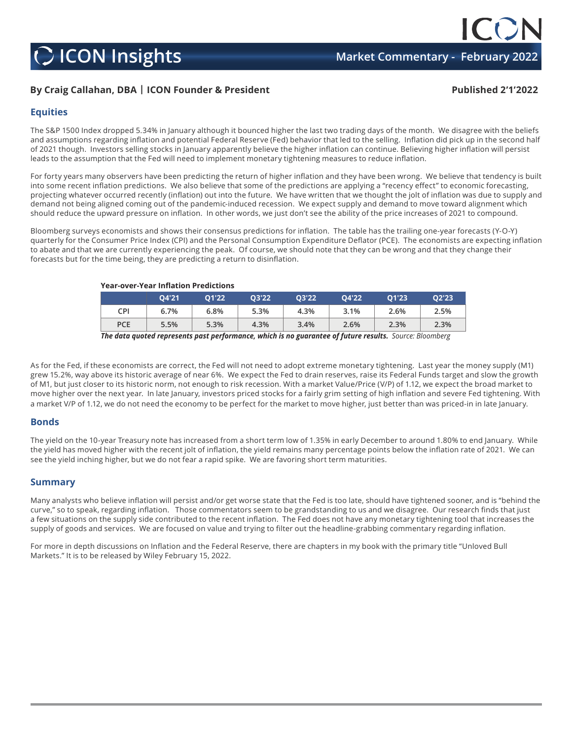# ICON Insights

**Market Commentary - February 2022**

**By Craig Callahan, DBA | ICON Founder & President**

**Published 2'1'2022**

## Equities

The S&P 1500 Index dropped 5.34% in January although it bounced higher the last two trading days of the month. We disagree with the beliefs and assumptions regarding inflation and potential Federal Reserve (Fed) behavior that led to the selling. Inflation did pick up in the second half of 2021 though. Investors selling stocks in January apparently believe the higher inflation can continue. Believing higher inflation will persist leads to the assumption that the Fed will need to implement monetary tightening measures to reduce inflation.

For forty years many observers have been predicting the return of higher inflation and they have been wrong. We believe that tendency is built into some recent inflation predictions. We also believe that some of the predictions are applying a "recency effect" to economic forecasting, projecting whatever occurred recently (inflation) out into the future. We have written that we thought the jolt of inflation was due to supply and demand not being aligned coming out of the pandemic-induced recession. We expect supply and demand to move toward alignment which should reduce the upward pressure on inflation. In other words, we just don't see the ability of the price increases of 2021 to compound.

Bloomberg surveys economists and shows their consensus predictions for inflation. The table has the trailing one-year forecasts (Y-O-Y) quarterly for the Consumer Price Index (CPI) and the Personal Consumption Expenditure Deflator (PCE). The economists are expecting inflation to abate and that we are currently experiencing the peak. Of course, we should note that they can be wrong and that they change their forecasts but for the time being, they are predicting a return to disinflation.

**Year-over-Year Inflation Predictions**

| | Q4'21 | Q1'22 | Q3'22 | Q3'22 | Q4'22 | Q1'23 | Q2'23 |
|---|---|---|---|---|---|---|---|
| CPI | 6.7% | 6.8% | 5.3% | 4.3% | 3.1% | 2.6% | 2.5% |
| PCE | 5.5% | 5.3% | 4.3% | 3.4% | 2.6% | 2.3% | 2.3% |

***The data quoted represents past performance, which is no guarantee of future results.*** *Source: Bloomberg*

As for the Fed, if these economists are correct, the Fed will not need to adopt extreme monetary tightening. Last year the money supply (M1) grew 15.2%, way above its historic average of near 6%. We expect the Fed to drain reserves, raise its Federal Funds target and slow the growth of M1, but just closer to its historic norm, not enough to risk recession. With a market Value/Price (V/P) of 1.12, we expect the broad market to move higher over the next year. In late January, investors priced stocks for a fairly grim setting of high inflation and severe Fed tightening. With a market V/P of 1.12, we do not need the economy to be perfect for the market to move higher, just better than was priced-in in late January.

## Bonds

The yield on the 10-year Treasury note has increased from a short term low of 1.35% in early December to around 1.80% to end January. While the yield has moved higher with the recent jolt of inflation, the yield remains many percentage points below the inflation rate of 2021. We can see the yield inching higher, but we do not fear a rapid spike. We are favoring short term maturities.

## Summary

Many analysts who believe inflation will persist and/or get worse state that the Fed is too late, should have tightened sooner, and is "behind the curve," so to speak, regarding inflation. Those commentators seem to be grandstanding to us and we disagree. Our research finds that just a few situations on the supply side contributed to the recent inflation. The Fed does not have any monetary tightening tool that increases the supply of goods and services. We are focused on value and trying to filter out the headline-grabbing commentary regarding inflation.

For more in depth discussions on Inflation and the Federal Reserve, there are chapters in my book with the primary title "Unloved Bull Markets." It is to be released by Wiley February 15, 2022.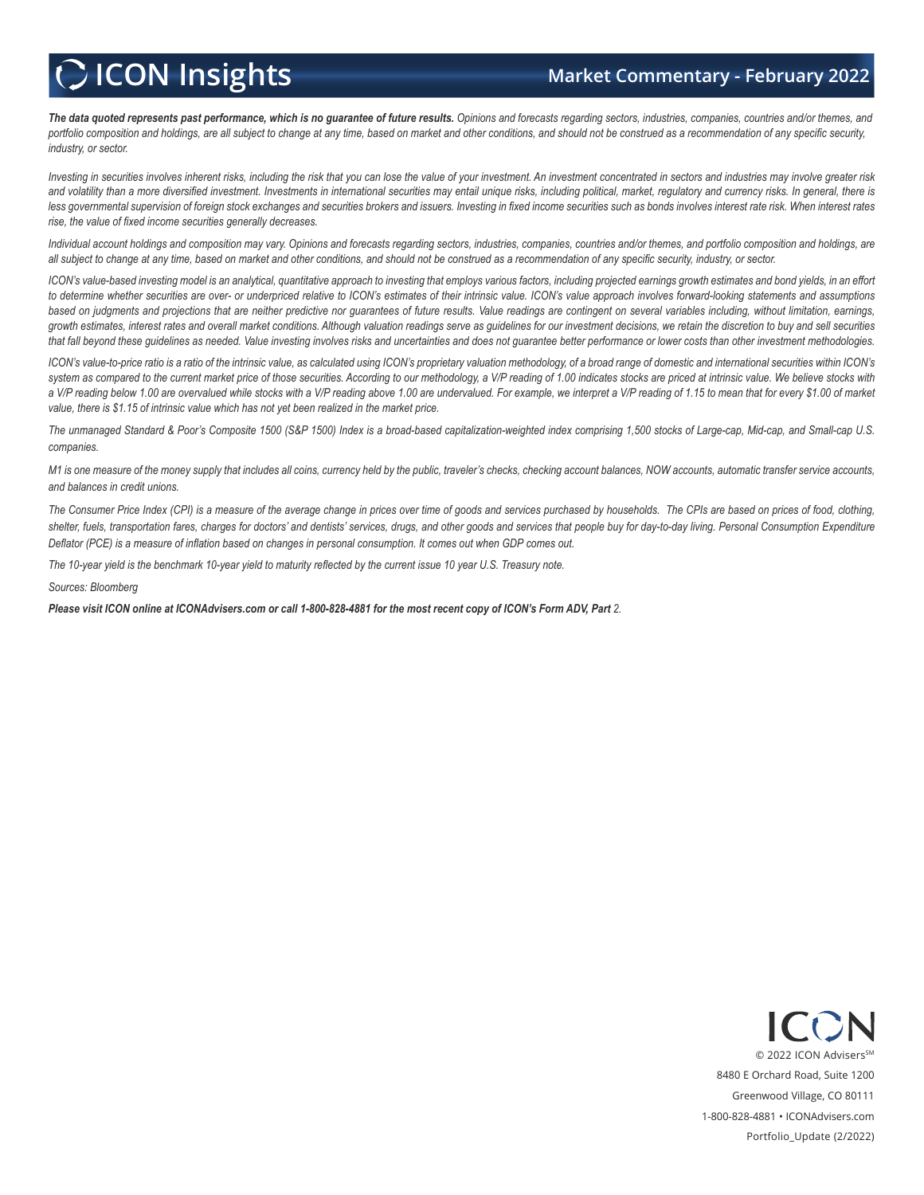***The data quoted represents past performance, which is no guarantee of future results.*** *Opinions and forecasts regarding sectors, industries, companies, countries and/or themes, and portfolio composition and holdings, are all subject to change at any time, based on market and other conditions, and should not be construed as a recommendation of any specific security, industry, or sector.*

*Investing in securities involves inherent risks, including the risk that you can lose the value of your investment. An investment concentrated in sectors and industries may involve greater risk and volatility than a more diversified investment. Investments in international securities may entail unique risks, including political, market, regulatory and currency risks. In general, there is less governmental supervision of foreign stock exchanges and securities brokers and issuers. Investing in fixed income securities such as bonds involves interest rate risk. When interest rates rise, the value of fixed income securities generally decreases.*

*Individual account holdings and composition may vary. Opinions and forecasts regarding sectors, industries, companies, countries and/or themes, and portfolio composition and holdings, are all subject to change at any time, based on market and other conditions, and should not be construed as a recommendation of any specific security, industry, or sector.*

*ICON's value-based investing model is an analytical, quantitative approach to investing that employs various factors, including projected earnings growth estimates and bond yields, in an effort to determine whether securities are over- or underpriced relative to ICON's estimates of their intrinsic value. ICON's value approach involves forward-looking statements and assumptions based on judgments and projections that are neither predictive nor guarantees of future results. Value readings are contingent on several variables including, without limitation, earnings, growth estimates, interest rates and overall market conditions. Although valuation readings serve as guidelines for our investment decisions, we retain the discretion to buy and sell securities that fall beyond these guidelines as needed. Value investing involves risks and uncertainties and does not guarantee better performance or lower costs than other investment methodologies.*

*ICON's value-to-price ratio is a ratio of the intrinsic value, as calculated using ICON's proprietary valuation methodology, of a broad range of domestic and international securities within ICON's system as compared to the current market price of those securities. According to our methodology, a V/P reading of 1.00 indicates stocks are priced at intrinsic value. We believe stocks with a V/P reading below 1.00 are overvalued while stocks with a V/P reading above 1.00 are undervalued. For example, we interpret a V/P reading of 1.15 to mean that for every $1.00 of market value, there is $1.15 of intrinsic value which has not yet been realized in the market price.*

*The unmanaged Standard & Poor's Composite 1500 (S&P 1500) Index is a broad-based capitalization-weighted index comprising 1,500 stocks of Large-cap, Mid-cap, and Small-cap U.S. companies.*

*M1 is one measure of the money supply that includes all coins, currency held by the public, traveler's checks, checking account balances, NOW accounts, automatic transfer service accounts, and balances in credit unions.*

*The Consumer Price Index (CPI) is a measure of the average change in prices over time of goods and services purchased by households. The CPIs are based on prices of food, clothing, shelter, fuels, transportation fares, charges for doctors' and dentists' services, drugs, and other goods and services that people buy for day-to-day living. Personal Consumption Expenditure Deflator (PCE) is a measure of inflation based on changes in personal consumption. It comes out when GDP comes out.*

*The 10-year yield is the benchmark 10-year yield to maturity reflected by the current issue 10 year U.S. Treasury note.*

*Sources: Bloomberg*

***Please visit ICON online at ICONAdvisers.com or call 1-800-828-4881 for the most recent copy of ICON's Form ADV, Part** 2.*

ICON

© 2022 ICON Advisers℠

8480 E Orchard Road, Suite 1200

Greenwood Village, CO 80111

1-800-828-4881 • ICONAdvisers.com

Portfolio_Update (2/2022)